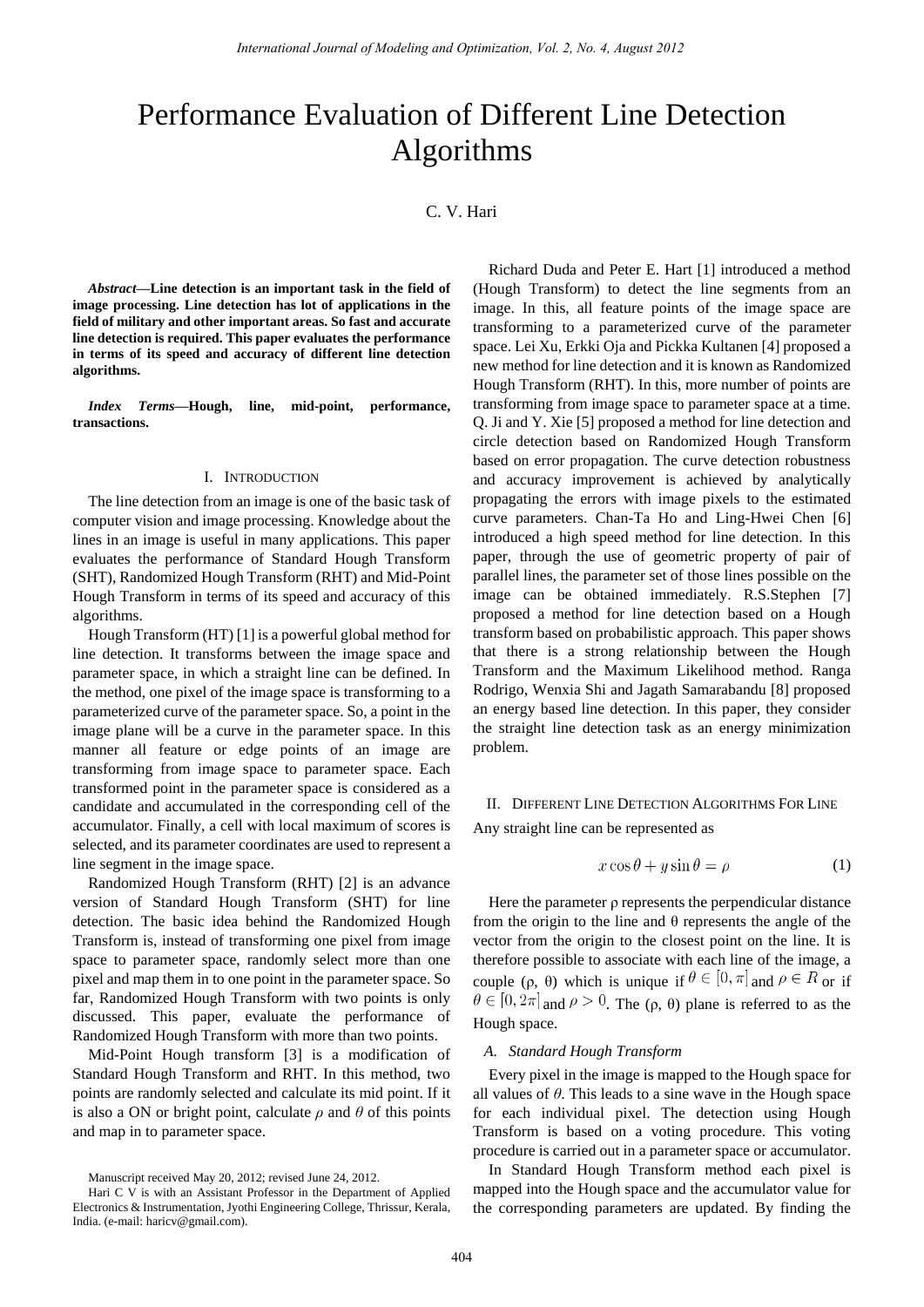# Performance Evaluation of Different Line Detection Algorithms

C. V. Hari

***Abstract*—Line detection is an important task in the field of image processing. Line detection has lot of applications in the field of military and other important areas. So fast and accurate line detection is required. This paper evaluates the performance in terms of its speed and accuracy of different line detection algorithms.**

***Index Terms*—Hough, line, mid-point, performance, transactions.**

## I. Introduction

The line detection from an image is one of the basic task of computer vision and image processing. Knowledge about the lines in an image is useful in many applications. This paper evaluates the performance of Standard Hough Transform (SHT), Randomized Hough Transform (RHT) and Mid-Point Hough Transform in terms of its speed and accuracy of this algorithms.

Hough Transform (HT) [1] is a powerful global method for line detection. It transforms between the image space and parameter space, in which a straight line can be defined. In the method, one pixel of the image space is transforming to a parameterized curve of the parameter space. So, a point in the image plane will be a curve in the parameter space. In this manner all feature or edge points of an image are transforming from image space to parameter space. Each transformed point in the parameter space is considered as a candidate and accumulated in the corresponding cell of the accumulator. Finally, a cell with local maximum of scores is selected, and its parameter coordinates are used to represent a line segment in the image space.

Randomized Hough Transform (RHT) [2] is an advance version of Standard Hough Transform (SHT) for line detection. The basic idea behind the Randomized Hough Transform is, instead of transforming one pixel from image space to parameter space, randomly select more than one pixel and map them in to one point in the parameter space. So far, Randomized Hough Transform with two points is only discussed. This paper, evaluate the performance of Randomized Hough Transform with more than two points.

Mid-Point Hough transform [3] is a modification of Standard Hough Transform and RHT. In this method, two points are randomly selected and calculate its mid point. If it is also a ON or bright point, calculate $\rho$ and $\theta$ of this points and map in to parameter space.

Manuscript received May 20, 2012; revised June 24, 2012.

Hari C V is with an Assistant Professor in the Department of Applied Electronics & Instrumentation, Jyothi Engineering College, Thrissur, Kerala, India. (e-mail: haricv@gmail.com).

Richard Duda and Peter E. Hart [1] introduced a method (Hough Transform) to detect the line segments from an image. In this, all feature points of the image space are transforming to a parameterized curve of the parameter space. Lei Xu, Erkki Oja and Pickka Kultanen [4] proposed a new method for line detection and it is known as Randomized Hough Transform (RHT). In this, more number of points are transforming from image space to parameter space at a time. Q. Ji and Y. Xie [5] proposed a method for line detection and circle detection based on Randomized Hough Transform based on error propagation. The curve detection robustness and accuracy improvement is achieved by analytically propagating the errors with image pixels to the estimated curve parameters. Chan-Ta Ho and Ling-Hwei Chen [6] introduced a high speed method for line detection. In this paper, through the use of geometric property of pair of parallel lines, the parameter set of those lines possible on the image can be obtained immediately. R.S.Stephen [7] proposed a method for line detection based on a Hough transform based on probabilistic approach. This paper shows that there is a strong relationship between the Hough Transform and the Maximum Likelihood method. Ranga Rodrigo, Wenxia Shi and Jagath Samarabandu [8] proposed an energy based line detection. In this paper, they consider the straight line detection task as an energy minimization problem.

## II. Different Line Detection Algorithms For Line

Any straight line can be represented as

$$x\cos\theta + y\sin\theta = \rho \tag{1}$$

Here the parameter ρ represents the perpendicular distance from the origin to the line and θ represents the angle of the vector from the origin to the closest point on the line. It is therefore possible to associate with each line of the image, a couple (ρ, θ) which is unique if $\theta \in [0, \pi]$ and $\rho \in R$ or if $\theta \in [0, 2\pi]$ and $\rho > 0$. The (ρ, θ) plane is referred to as the Hough space.

### *A. Standard Hough Transform*

Every pixel in the image is mapped to the Hough space for all values of $\theta$. This leads to a sine wave in the Hough space for each individual pixel. The detection using Hough Transform is based on a voting procedure. This voting procedure is carried out in a parameter space or accumulator.

In Standard Hough Transform method each pixel is mapped into the Hough space and the accumulator value for the corresponding parameters are updated. By finding the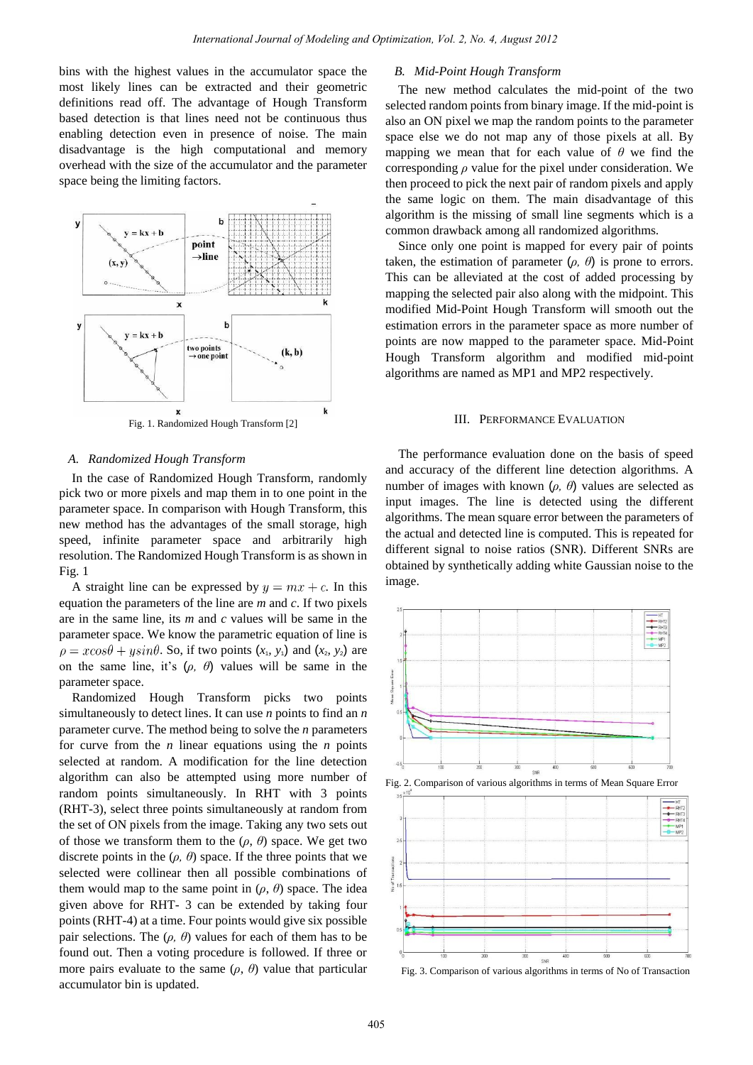bins with the highest values in the accumulator space the most likely lines can be extracted and their geometric definitions read off. The advantage of Hough Transform based detection is that lines need not be continuous thus enabling detection even in presence of noise. The main disadvantage is the high computational and memory overhead with the size of the accumulator and the parameter space being the limiting factors.

Fig. 1. Randomized Hough Transform [2]

### A. Randomized Hough Transform

In the case of Randomized Hough Transform, randomly pick two or more pixels and map them in to one point in the parameter space. In comparison with Hough Transform, this new method has the advantages of the small storage, high speed, infinite parameter space and arbitrarily high resolution. The Randomized Hough Transform is as shown in Fig. 1

A straight line can be expressed by $y = mx + c$. In this equation the parameters of the line are *m* and *c*. If two pixels are in the same line, its *m* and *c* values will be same in the parameter space. We know the parametric equation of line is $\rho = x\cos\theta + y\sin\theta$. So, if two points ($x_1$, $y_1$) and ($x_2$, $y_2$) are on the same line, it's ($\rho$, $\theta$) values will be same in the parameter space.

Randomized Hough Transform picks two points simultaneously to detect lines. It can use *n* points to find an *n* parameter curve. The method being to solve the *n* parameters for curve from the *n* linear equations using the *n* points selected at random. A modification for the line detection algorithm can also be attempted using more number of random points simultaneously. In RHT with 3 points (RHT-3), select three points simultaneously at random from the set of ON pixels from the image. Taking any two sets out of those we transform them to the ($\rho$, $\theta$) space. We get two discrete points in the ($\rho$, $\theta$) space. If the three points that we selected were collinear then all possible combinations of them would map to the same point in ($\rho$, $\theta$) space. The idea given above for RHT- 3 can be extended by taking four points (RHT-4) at a time. Four points would give six possible pair selections. The ($\rho$, $\theta$) values for each of them has to be found out. Then a voting procedure is followed. If three or more pairs evaluate to the same ($\rho$, $\theta$) value that particular accumulator bin is updated.

### B. Mid-Point Hough Transform

The new method calculates the mid-point of the two selected random points from binary image. If the mid-point is also an ON pixel we map the random points to the parameter space else we do not map any of those pixels at all. By mapping we mean that for each value of $\theta$ we find the corresponding $\rho$ value for the pixel under consideration. We then proceed to pick the next pair of random pixels and apply the same logic on them. The main disadvantage of this algorithm is the missing of small line segments which is a common drawback among all randomized algorithms.

Since only one point is mapped for every pair of points taken, the estimation of parameter ($\rho$, $\theta$) is prone to errors. This can be alleviated at the cost of added processing by mapping the selected pair also along with the midpoint. This modified Mid-Point Hough Transform will smooth out the estimation errors in the parameter space as more number of points are now mapped to the parameter space. Mid-Point Hough Transform algorithm and modified mid-point algorithms are named as MP1 and MP2 respectively.

## III. Performance Evaluation

The performance evaluation done on the basis of speed and accuracy of the different line detection algorithms. A number of images with known ($\rho$, $\theta$) values are selected as input images. The line is detected using the different algorithms. The mean square error between the parameters of the actual and detected line is computed. This is repeated for different signal to noise ratios (SNR). Different SNRs are obtained by synthetically adding white Gaussian noise to the image.

Fig. 2. Comparison of various algorithms in terms of Mean Square Error

Fig. 3. Comparison of various algorithms in terms of No of Transaction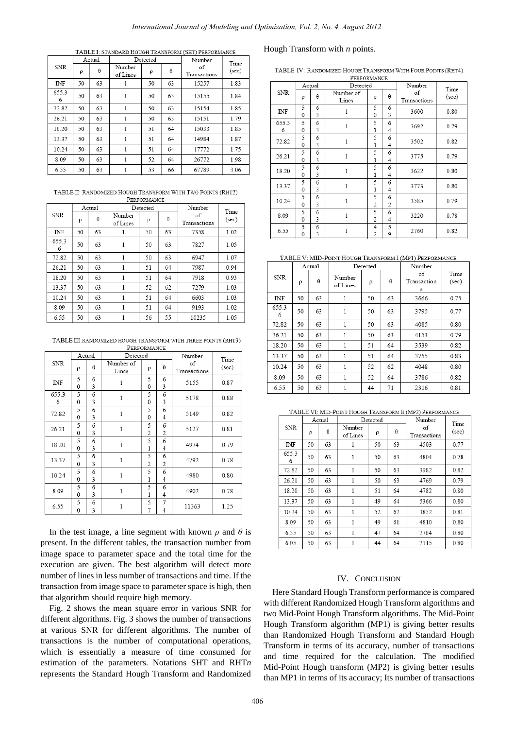TABLE I: STANDARD HOUGH TRANSFORM (SHT) PERFORMANCE

| SNR | Actual | | Detected | | | Number of Transactions | Time (sec) |
|---|---|---|---|---|---|---|---|
| | ρ | θ | Number of Lines | ρ | θ | | |
| INF | 50 | 63 | 1 | 50 | 63 | 15257 | 1.83 |
| 655.36 | 50 | 63 | 1 | 50 | 63 | 15155 | 1.84 |
| 72.82 | 50 | 63 | 1 | 50 | 63 | 15154 | 1.85 |
| 26.21 | 50 | 63 | 1 | 50 | 63 | 15151 | 1.79 |
| 18.20 | 50 | 63 | 1 | 51 | 64 | 15033 | 1.85 |
| 13.37 | 50 | 63 | 1 | 51 | 64 | 14984 | 1.87 |
| 10.24 | 50 | 63 | 1 | 51 | 64 | 17772 | 1.75 |
| 8.09 | 50 | 63 | 1 | 52 | 64 | 26772 | 1.98 |
| 6.55 | 50 | 63 | 1 | 53 | 66 | 67789 | 3.06 |

TABLE II: RANDOMIZED HOUGH TRANSFORM WITH TWO POINTS (RHT2) PERFORMANCE

| SNR | Actual | | Detected | | | Number of Transactions | Time (sec) |
|---|---|---|---|---|---|---|---|
| | ρ | θ | Number of Lines | ρ | θ | | |
| INF | 50 | 63 | 1 | 50 | 63 | 7358 | 1.02 |
| 655.36 | 50 | 63 | 1 | 50 | 63 | 7827 | 1.05 |
| 72.82 | 50 | 63 | 1 | 50 | 63 | 6947 | 1.07 |
| 26.21 | 50 | 63 | 1 | 51 | 64 | 7987 | 0.94 |
| 18.20 | 50 | 63 | 1 | 51 | 64 | 7918 | 0.93 |
| 13.37 | 50 | 63 | 1 | 52 | 62 | 7279 | 1.03 |
| 10.24 | 50 | 63 | 1 | 51 | 64 | 6603 | 1.03 |
| 8.09 | 50 | 63 | 1 | 51 | 64 | 9193 | 1.02 |
| 6.55 | 50 | 63 | 1 | 56 | 55 | 10235 | 1.05 |

TABLE III: RANDOMIZED HOUGH TRANSFORM WITH THREE POINTS (RHT3) PERFORMANCE

| SNR | Actual | | Detected | | | Number of Transactions | Time (sec) |
|---|---|---|---|---|---|---|---|
| | ρ | θ | Number of Lines | ρ | θ | | |
| INF | 50 | 63 | 1 | 50 | 63 | 5155 | 0.87 |
| 655.36 | 50 | 63 | 1 | 50 | 63 | 5178 | 0.88 |
| 72.82 | 50 | 63 | 1 | 50 | 64 | 5149 | 0.82 |
| 26.21 | 50 | 63 | 1 | 52 | 62 | 5127 | 0.81 |
| 18.20 | 50 | 63 | 1 | 51 | 64 | 4974 | 0.79 |
| 13.37 | 50 | 63 | 1 | 52 | 62 | 4792 | 0.78 |
| 10.24 | 50 | 63 | 1 | 51 | 64 | 4980 | 0.80 |
| 8.09 | 50 | 63 | 1 | 51 | 64 | 4902 | 0.78 |
| 6.55 | 50 | 63 | 1 | 57 | 74 | 11363 | 1.25 |

In the test image, a line segment with known $\rho$ and $\theta$ is present. In the different tables, the transaction number from image space to parameter space and the total time for the execution are given. The best algorithm will detect more number of lines in less number of transactions and time. If the transaction from image space to parameter space is high, then that algorithm should require high memory.

Fig. 2 shows the mean square error in various SNR for different algorithms. Fig. 3 shows the number of transactions at various SNR for different algorithms. The number of transactions is the number of computational operations, which is essentially a measure of time consumed for estimation of the parameters. Notations SHT and RHT*n* represents the Standard Hough Transform and Randomized Hough Transform with *n* points.

TABLE IV: RANDOMIZED HOUGH TRANSFORM WITH FOUR POINTS (RHT4) PERFORMANCE

| SNR | Actual | | Detected | | | Number of Transactions | Time (sec) |
|---|---|---|---|---|---|---|---|
| | ρ | θ | Number of Lines | ρ | θ | | |
| INF | 50 | 63 | 1 | 50 | 63 | 3600 | 0.80 |
| 655.36 | 50 | 63 | 1 | 51 | 64 | 3692 | 0.79 |
| 72.82 | 50 | 63 | 1 | 51 | 64 | 3502 | 0.82 |
| 26.21 | 50 | 63 | 1 | 51 | 64 | 3775 | 0.79 |
| 18.20 | 50 | 63 | 1 | 51 | 64 | 3622 | 0.80 |
| 13.37 | 50 | 63 | 1 | 51 | 64 | 3773 | 0.80 |
| 10.24 | 50 | 63 | 1 | 52 | 62 | 3585 | 0.79 |
| 8.09 | 50 | 63 | 1 | 52 | 64 | 3220 | 0.78 |
| 6.55 | 50 | 63 | 1 | 42 | 59 | 2760 | 0.82 |

TABLE V: MID-POINT HOUGH TRANSFORM I (MP1) PERFORMANCE

| SNR | Actual | | Detected | | | Number of Transactions | Time (sec) |
|---|---|---|---|---|---|---|---|
| | ρ | θ | Number of Lines | ρ | θ | | |
| INF | 50 | 63 | 1 | 50 | 63 | 3666 | 0.75 |
| 655.36 | 50 | 63 | 1 | 50 | 63 | 3795 | 0.77 |
| 72.82 | 50 | 63 | 1 | 50 | 63 | 4085 | 0.80 |
| 26.21 | 50 | 63 | 1 | 50 | 63 | 4153 | 0.79 |
| 18.20 | 50 | 63 | 1 | 51 | 64 | 3539 | 0.82 |
| 13.37 | 50 | 63 | 1 | 51 | 64 | 3755 | 0.83 |
| 10.24 | 50 | 63 | 1 | 52 | 62 | 4048 | 0.80 |
| 8.09 | 50 | 63 | 1 | 52 | 64 | 3786 | 0.82 |
| 6.55 | 50 | 63 | 1 | 44 | 71 | 2316 | 0.81 |

TABLE VI: MID-POINT HOUGH TRANSFORM II (MP2) PERFORMANCE

| SNR | Actual | | Detected | | | Number of Transactions | Time (sec) |
|---|---|---|---|---|---|---|---|
| | ρ | θ | Number of Lines | ρ | θ | | |
| INF | 50 | 63 | 1 | 50 | 63 | 4503 | 0.77 |
| 655.36 | 50 | 63 | 1 | 50 | 63 | 4804 | 0.78 |
| 72.82 | 50 | 63 | 1 | 50 | 63 | 3982 | 0.82 |
| 26.21 | 50 | 63 | 1 | 50 | 63 | 4769 | 0.79 |
| 18.20 | 50 | 63 | 1 | 51 | 64 | 4782 | 0.80 |
| 13.37 | 50 | 63 | 1 | 49 | 64 | 5366 | 0.80 |
| 10.24 | 50 | 63 | 1 | 52 | 62 | 3852 | 0.81 |
| 8.09 | 50 | 63 | 1 | 49 | 61 | 4810 | 0.80 |
| 6.55 | 50 | 63 | 1 | 47 | 64 | 2784 | 0.80 |
| 6.05 | 50 | 63 | 1 | 44 | 64 | 2115 | 0.80 |

## IV. CONCLUSION

Here Standard Hough Transform performance is compared with different Randomized Hough Transform algorithms and two Mid-Point Hough Transform algorithms. The Mid-Point Hough Transform algorithm (MP1) is giving better results than Randomized Hough Transform and Standard Hough Transform in terms of its accuracy, number of transactions and time required for the calculation. The modified Mid-Point Hough transform (MP2) is giving better results than MP1 in terms of its accuracy; Its number of transactions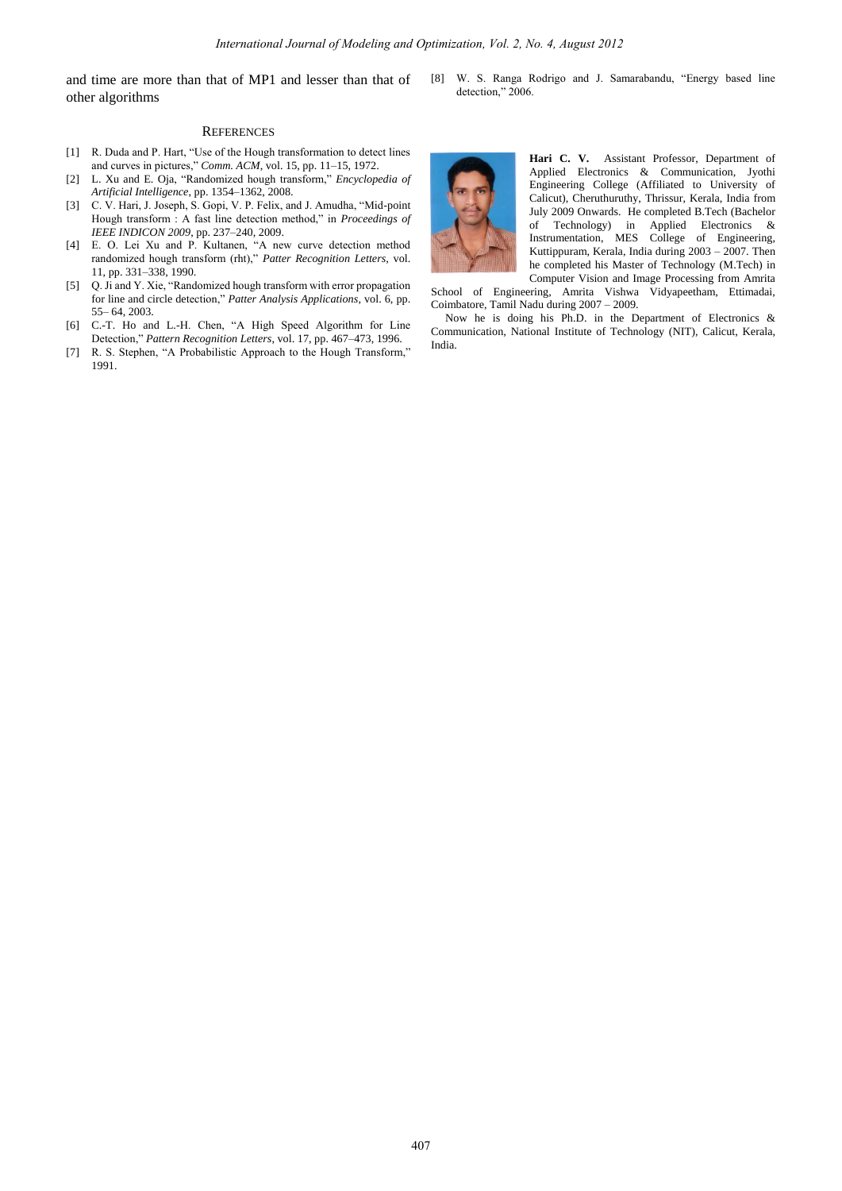and time are more than that of MP1 and lesser than that of other algorithms

## References

[1] R. Duda and P. Hart, "Use of the Hough transformation to detect lines and curves in pictures," *Comm. ACM*, vol. 15, pp. 11–15, 1972.

[2] L. Xu and E. Oja, "Randomized hough transform," *Encyclopedia of Artificial Intelligence*, pp. 1354–1362, 2008.

[3] C. V. Hari, J. Joseph, S. Gopi, V. P. Felix, and J. Amudha, "Mid-point Hough transform : A fast line detection method," in *Proceedings of IEEE INDICON 2009*, pp. 237–240, 2009.

[4] E. O. Lei Xu and P. Kultanen, "A new curve detection method randomized hough transform (rht)," *Patter Recognition Letters*, vol. 11, pp. 331–338, 1990.

[5] Q. Ji and Y. Xie, "Randomized hough transform with error propagation for line and circle detection," *Patter Analysis Applications*, vol. 6, pp. 55– 64, 2003.

[6] C.-T. Ho and L.-H. Chen, "A High Speed Algorithm for Line Detection," *Pattern Recognition Letters*, vol. 17, pp. 467–473, 1996.

[7] R. S. Stephen, "A Probabilistic Approach to the Hough Transform," 1991.

[8] W. S. Ranga Rodrigo and J. Samarabandu, "Energy based line detection," 2006.

**Hari C. V.** Assistant Professor, Department of Applied Electronics & Communication, Jyothi Engineering College (Affiliated to University of Calicut), Cheruthuruthy, Thrissur, Kerala, India from July 2009 Onwards. He completed B.Tech (Bachelor of Technology) in Applied Electronics & Instrumentation, MES College of Engineering, Kuttippuram, Kerala, India during 2003 – 2007. Then he completed his Master of Technology (M.Tech) in Computer Vision and Image Processing from Amrita School of Engineering, Amrita Vishwa Vidyapeetham, Ettimadai, Coimbatore, Tamil Nadu during 2007 – 2009.

Now he is doing his Ph.D. in the Department of Electronics & Communication, National Institute of Technology (NIT), Calicut, Kerala, India.